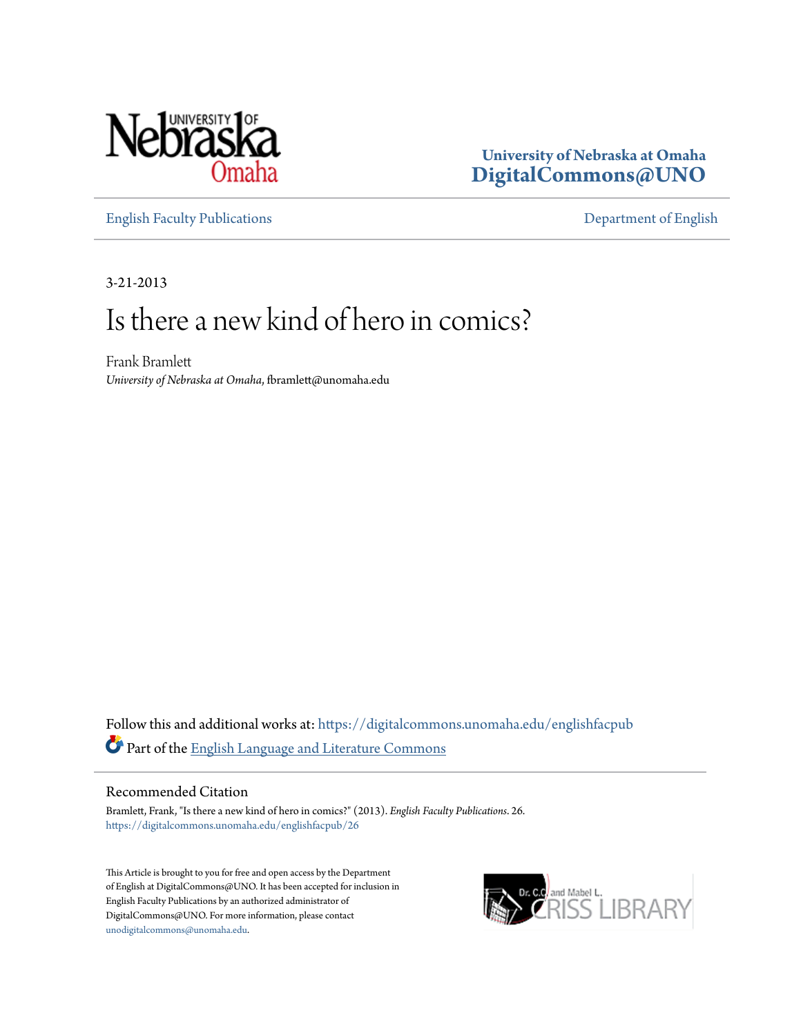University of Nebraska at Omaha
**DigitalCommons@UNO**

English Faculty Publications | Department of English

3-21-2013

# Is there a new kind of hero in comics?

Frank Bramlett
*University of Nebraska at Omaha*, fbramlett@unomaha.edu

Follow this and additional works at: https://digitalcommons.unomaha.edu/englishfacpub

Part of the English Language and Literature Commons

## Recommended Citation

Bramlett, Frank, "Is there a new kind of hero in comics?" (2013). *English Faculty Publications*. 26.
https://digitalcommons.unomaha.edu/englishfacpub/26

This Article is brought to you for free and open access by the Department of English at DigitalCommons@UNO. It has been accepted for inclusion in English Faculty Publications by an authorized administrator of DigitalCommons@UNO. For more information, please contact unodigitalcommons@unomaha.edu.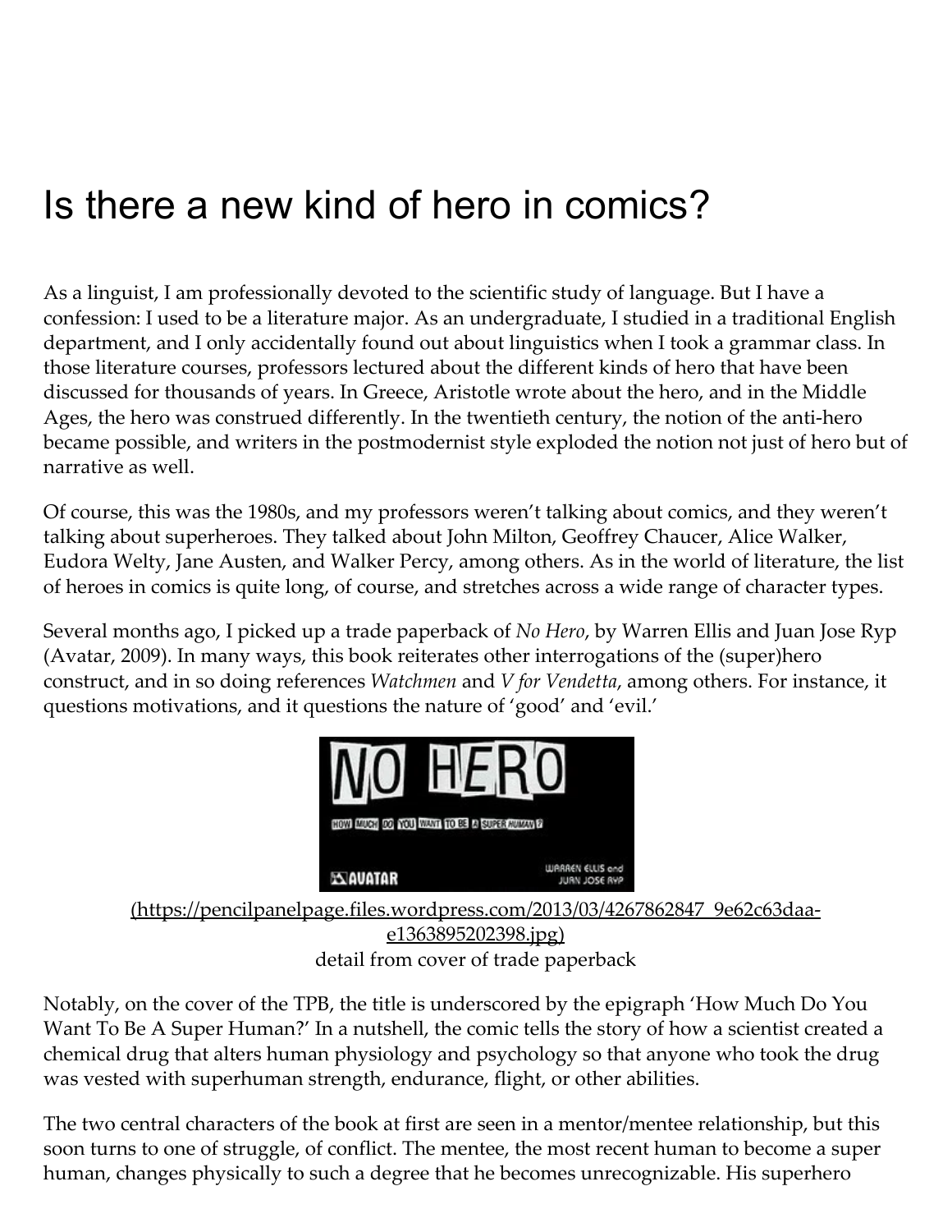# Is there a new kind of hero in comics?

As a linguist, I am professionally devoted to the scientific study of language. But I have a confession: I used to be a literature major. As an undergraduate, I studied in a traditional English department, and I only accidentally found out about linguistics when I took a grammar class. In those literature courses, professors lectured about the different kinds of hero that have been discussed for thousands of years. In Greece, Aristotle wrote about the hero, and in the Middle Ages, the hero was construed differently. In the twentieth century, the notion of the anti-hero became possible, and writers in the postmodernist style exploded the notion not just of hero but of narrative as well.

Of course, this was the 1980s, and my professors weren't talking about comics, and they weren't talking about superheroes. They talked about John Milton, Geoffrey Chaucer, Alice Walker, Eudora Welty, Jane Austen, and Walker Percy, among others. As in the world of literature, the list of heroes in comics is quite long, of course, and stretches across a wide range of character types.

Several months ago, I picked up a trade paperback of *No Hero*, by Warren Ellis and Juan Jose Ryp (Avatar, 2009). In many ways, this book reiterates other interrogations of the (super)hero construct, and in so doing references *Watchmen* and *V for Vendetta*, among others. For instance, it questions motivations, and it questions the nature of 'good' and 'evil.'

(https://pencilpanelpage.files.wordpress.com/2013/03/4267862847_9e62c63daa-e1363895202398.jpg)
detail from cover of trade paperback

Notably, on the cover of the TPB, the title is underscored by the epigraph 'How Much Do You Want To Be A Super Human?' In a nutshell, the comic tells the story of how a scientist created a chemical drug that alters human physiology and psychology so that anyone who took the drug was vested with superhuman strength, endurance, flight, or other abilities.

The two central characters of the book at first are seen in a mentor/mentee relationship, but this soon turns to one of struggle, of conflict. The mentee, the most recent human to become a super human, changes physically to such a degree that he becomes unrecognizable. His superhero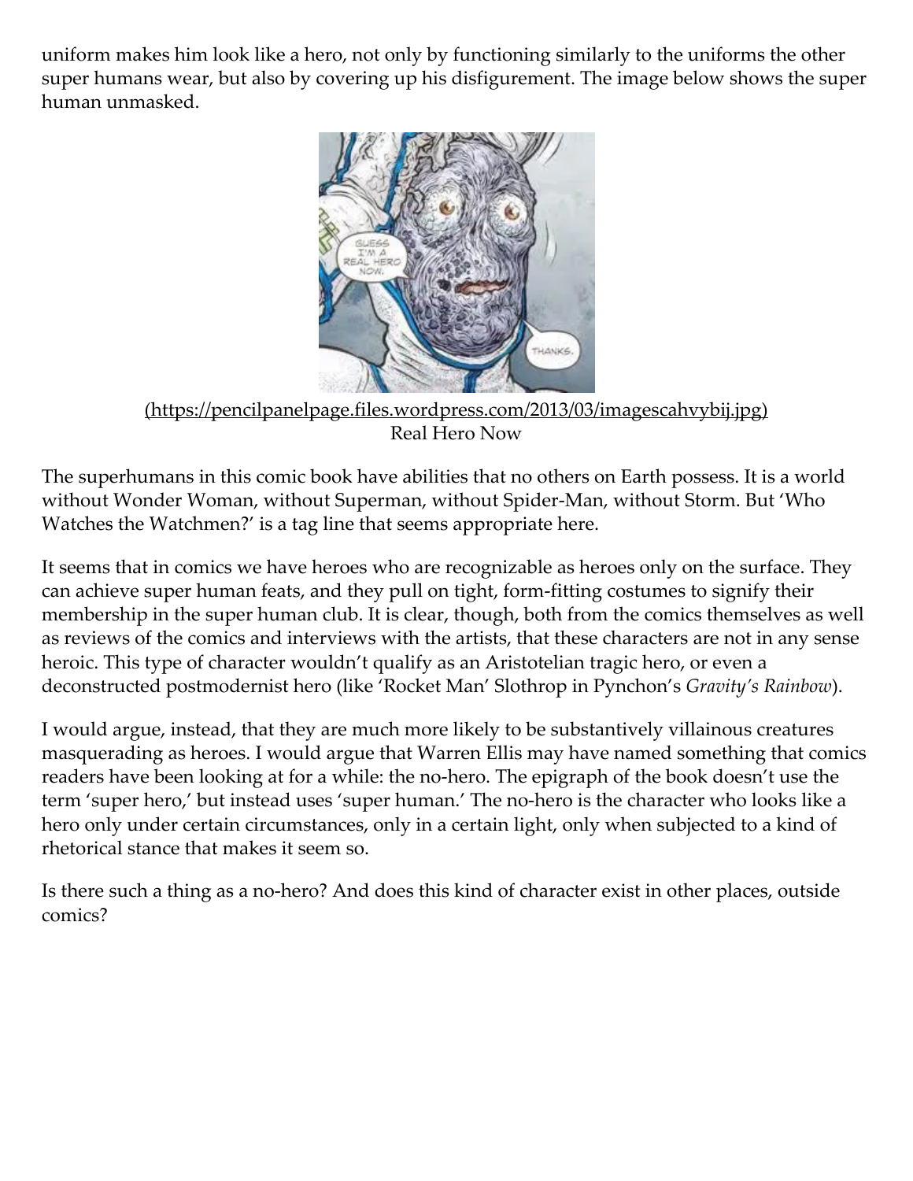uniform makes him look like a hero, not only by functioning similarly to the uniforms the other super humans wear, but also by covering up his disfigurement. The image below shows the super human unmasked.

[(https://pencilpanelpage.files.wordpress.com/2013/03/imagescahvybij.jpg)](https://pencilpanelpage.files.wordpress.com/2013/03/imagescahvybij.jpg)
Real Hero Now

The superhumans in this comic book have abilities that no others on Earth possess. It is a world without Wonder Woman, without Superman, without Spider-Man, without Storm. But 'Who Watches the Watchmen?' is a tag line that seems appropriate here.

It seems that in comics we have heroes who are recognizable as heroes only on the surface. They can achieve super human feats, and they pull on tight, form-fitting costumes to signify their membership in the super human club. It is clear, though, both from the comics themselves as well as reviews of the comics and interviews with the artists, that these characters are not in any sense heroic. This type of character wouldn't qualify as an Aristotelian tragic hero, or even a deconstructed postmodernist hero (like 'Rocket Man' Slothrop in Pynchon's *Gravity's Rainbow*).

I would argue, instead, that they are much more likely to be substantively villainous creatures masquerading as heroes. I would argue that Warren Ellis may have named something that comics readers have been looking at for a while: the no-hero. The epigraph of the book doesn't use the term 'super hero,' but instead uses 'super human.' The no-hero is the character who looks like a hero only under certain circumstances, only in a certain light, only when subjected to a kind of rhetorical stance that makes it seem so.

Is there such a thing as a no-hero? And does this kind of character exist in other places, outside comics?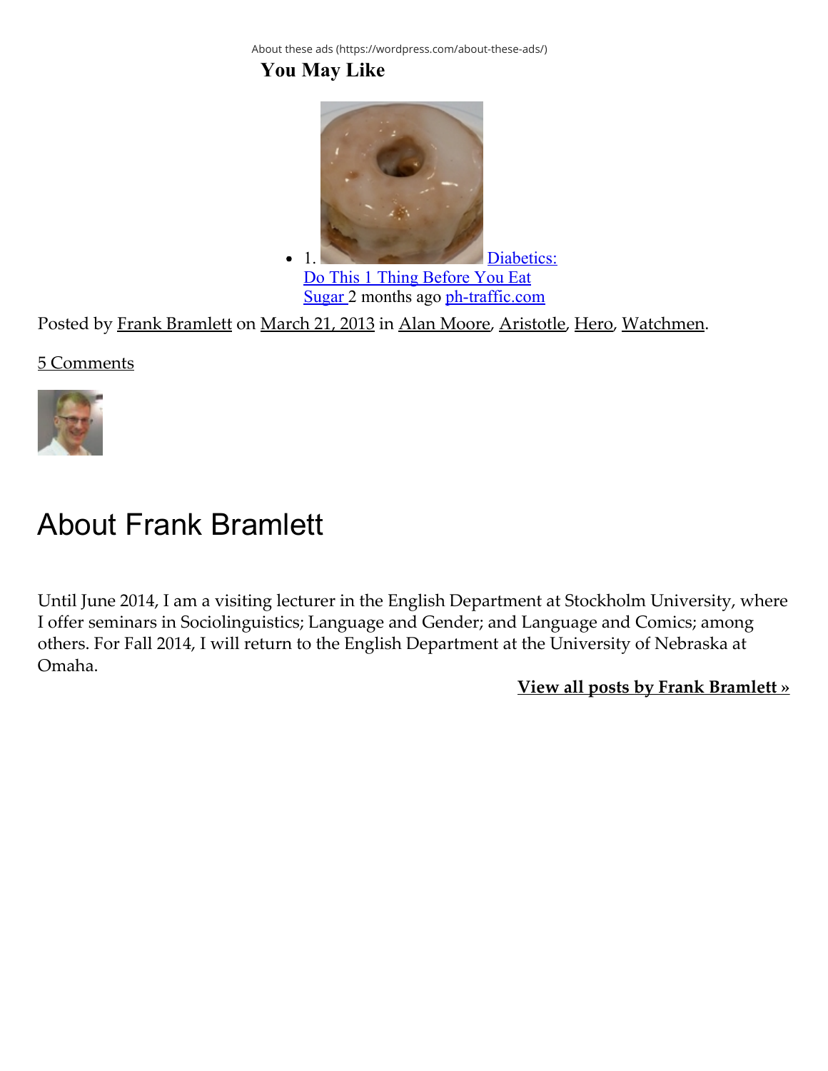About these ads (https://wordpress.com/about-these-ads/)

**You May Like**

1. Diabetics: Do This 1 Thing Before You Eat Sugar 2 months ago ph-traffic.com

Posted by Frank Bramlett on March 21, 2013 in Alan Moore, Aristotle, Hero, Watchmen.

5 Comments

# About Frank Bramlett

Until June 2014, I am a visiting lecturer in the English Department at Stockholm University, where I offer seminars in Sociolinguistics; Language and Gender; and Language and Comics; among others. For Fall 2014, I will return to the English Department at the University of Nebraska at Omaha.

**View all posts by Frank Bramlett »**